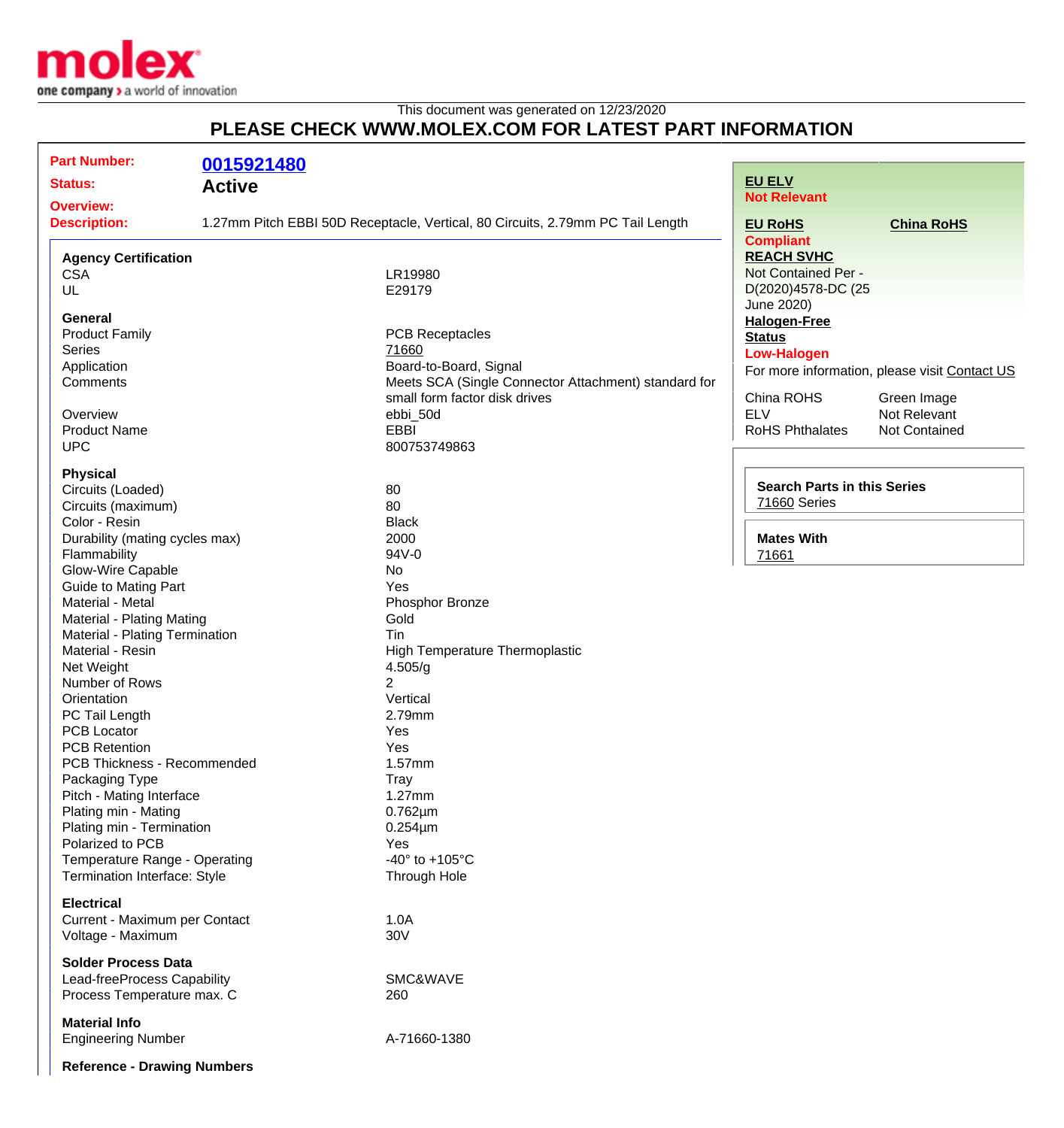molex

one company > a world of innovation

This document was generated on 12/23/2020

## PLEASE CHECK WWW.MOLEX.COM FOR LATEST PART INFORMATION

**Part Number:** 0015921480

**Status:** Active

**Overview:**

**Description:** 1.27mm Pitch EBBI 50D Receptacle, Vertical, 80 Circuits, 2.79mm PC Tail Length

### Agency Certification

| | |
|---|---|
| CSA | LR19980 |
| UL | E29179 |

### General

| | |
|---|---|
| Product Family | PCB Receptacles |
| Series | 71660 |
| Application | Board-to-Board, Signal |
| Comments | Meets SCA (Single Connector Attachment) standard for small form factor disk drives |
| Overview | ebbi_50d |
| Product Name | EBBI |
| UPC | 800753749863 |

### Physical

| | |
|---|---|
| Circuits (Loaded) | 80 |
| Circuits (maximum) | 80 |
| Color - Resin | Black |
| Durability (mating cycles max) | 2000 |
| Flammability | 94V-0 |
| Glow-Wire Capable | No |
| Guide to Mating Part | Yes |
| Material - Metal | Phosphor Bronze |
| Material - Plating Mating | Gold |
| Material - Plating Termination | Tin |
| Material - Resin | High Temperature Thermoplastic |
| Net Weight | 4.505/g |
| Number of Rows | 2 |
| Orientation | Vertical |
| PC Tail Length | 2.79mm |
| PCB Locator | Yes |
| PCB Retention | Yes |
| PCB Thickness - Recommended | 1.57mm |
| Packaging Type | Tray |
| Pitch - Mating Interface | 1.27mm |
| Plating min - Mating | 0.762µm |
| Plating min - Termination | 0.254µm |
| Polarized to PCB | Yes |
| Temperature Range - Operating | -40° to +105°C |
| Termination Interface: Style | Through Hole |

### Electrical

| | |
|---|---|
| Current - Maximum per Contact | 1.0A |
| Voltage - Maximum | 30V |

### Solder Process Data

| | |
|---|---|
| Lead-freeProcess Capability | SMC&WAVE |
| Process Temperature max. C | 260 |

### Material Info

| | |
|---|---|
| Engineering Number | A-71660-1380 |

### Reference - Drawing Numbers

---

**EU ELV**
**Not Relevant**

**EU RoHS** **Compliant**

**China RoHS**

**REACH SVHC**
Not Contained Per - D(2020)4578-DC (25 June 2020)

**Halogen-Free Status**
**Low-Halogen**

For more information, please visit Contact US

| | |
|---|---|
| China ROHS | Green Image |
| ELV | Not Relevant |
| RoHS Phthalates | Not Contained |

**Search Parts in this Series**
71660 Series

**Mates With**
71661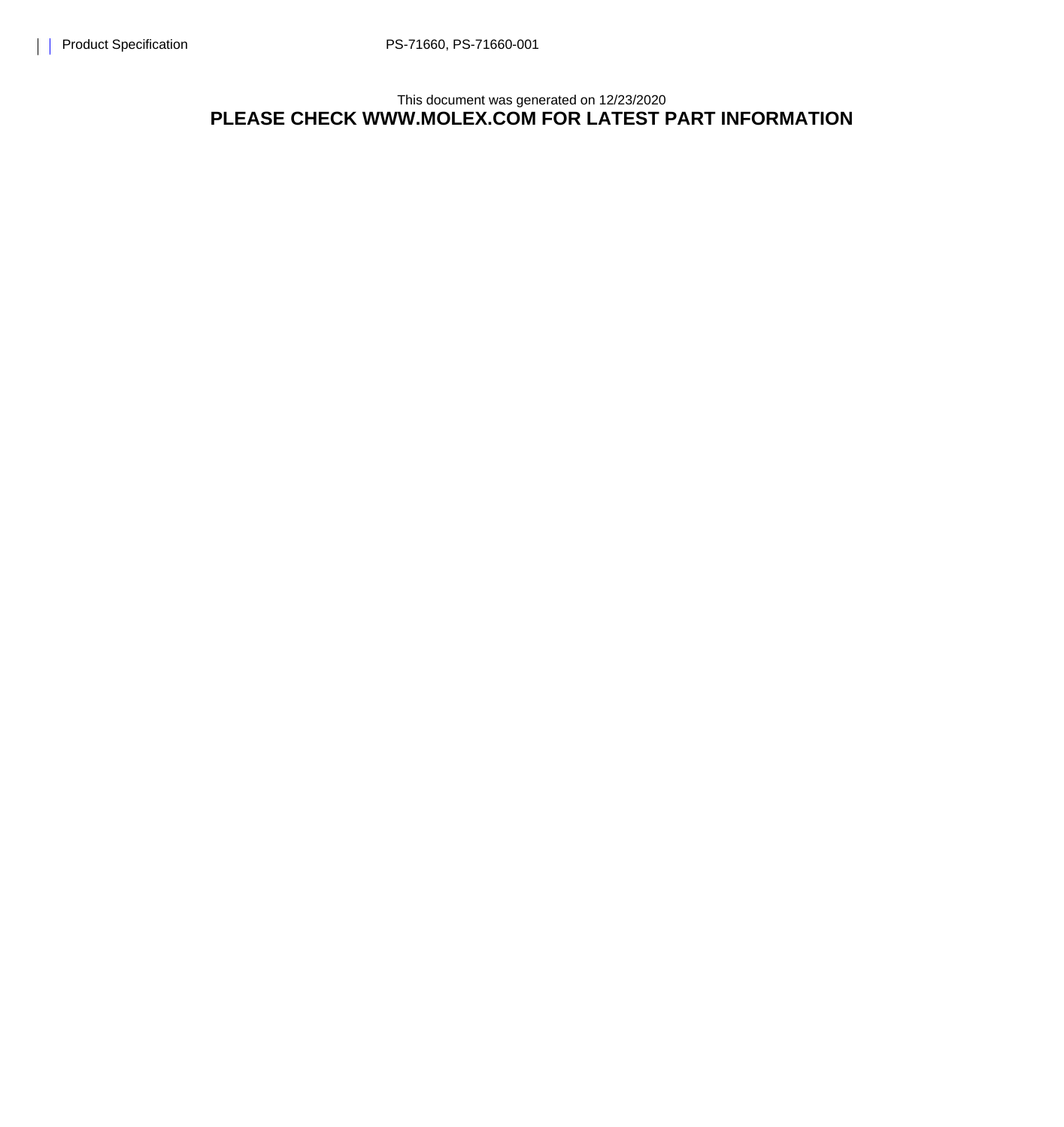This document was generated on 12/23/2020

**PLEASE CHECK WWW.MOLEX.COM FOR LATEST PART INFORMATION**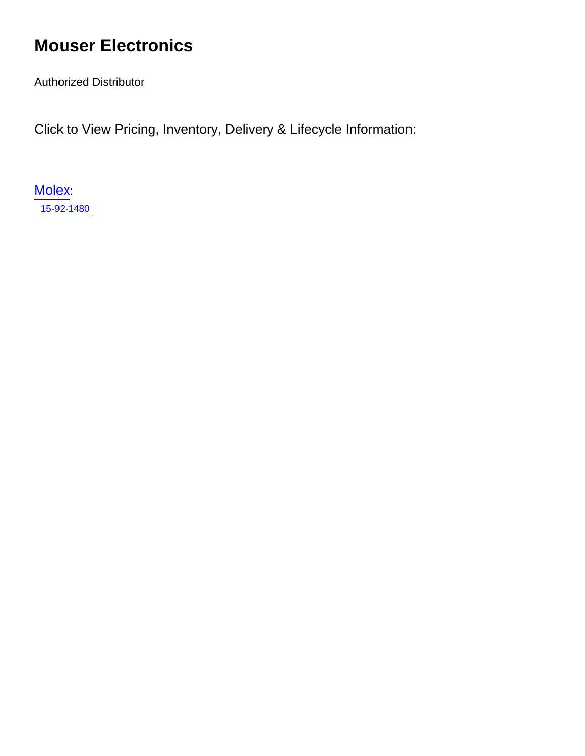# Mouser Electronics

Authorized Distributor

Click to View Pricing, Inventory, Delivery & Lifecycle Information:

Molex:

15-92-1480